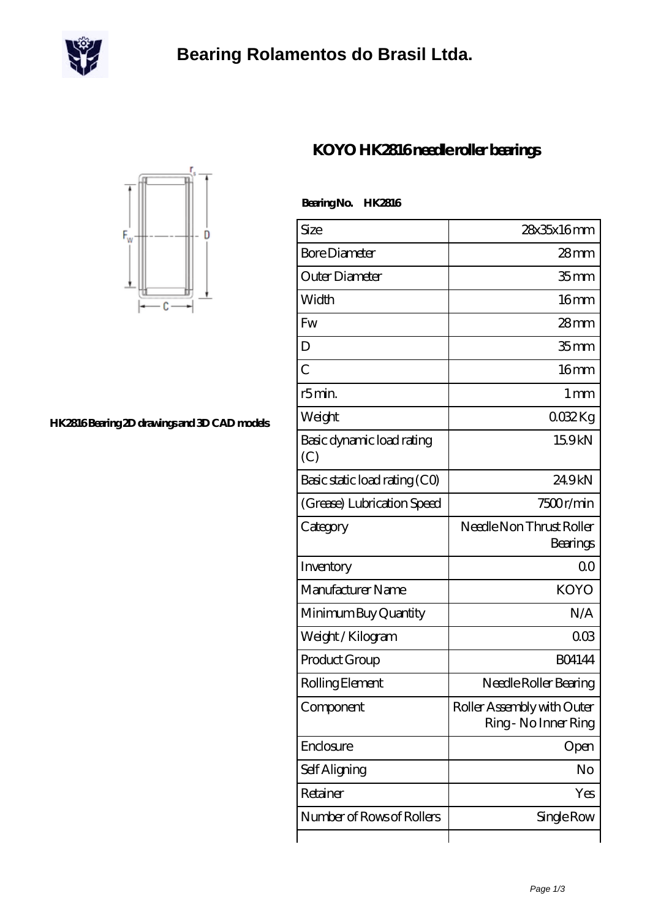# Bearing Rolamentos do Brasil Ltda.

## KOYO HK2816 needle roller bearings

HK2816 Bearing 2D drawings and 3D CAD models

**Bearing No. HK2816**

| Size | 28x35x16 mm |
|---|---|
| Bore Diameter | 28 mm |
| Outer Diameter | 35 mm |
| Width | 16 mm |
| Fw | 28 mm |
| D | 35 mm |
| C | 16 mm |
| r5 min. | 1 mm |
| Weight | 0.032 Kg |
| Basic dynamic load rating (C) | 15.9 kN |
| Basic static load rating (C0) | 24.9 kN |
| (Grease) Lubrication Speed | 7500 r/min |
| Category | Needle Non Thrust Roller Bearings |
| Inventory | 0.0 |
| Manufacturer Name | KOYO |
| Minimum Buy Quantity | N/A |
| Weight / Kilogram | 0.03 |
| Product Group | B04144 |
| Rolling Element | Needle Roller Bearing |
| Component | Roller Assembly with Outer Ring - No Inner Ring |
| Enclosure | Open |
| Self Aligning | No |
| Retainer | Yes |
| Number of Rows of Rollers | Single Row |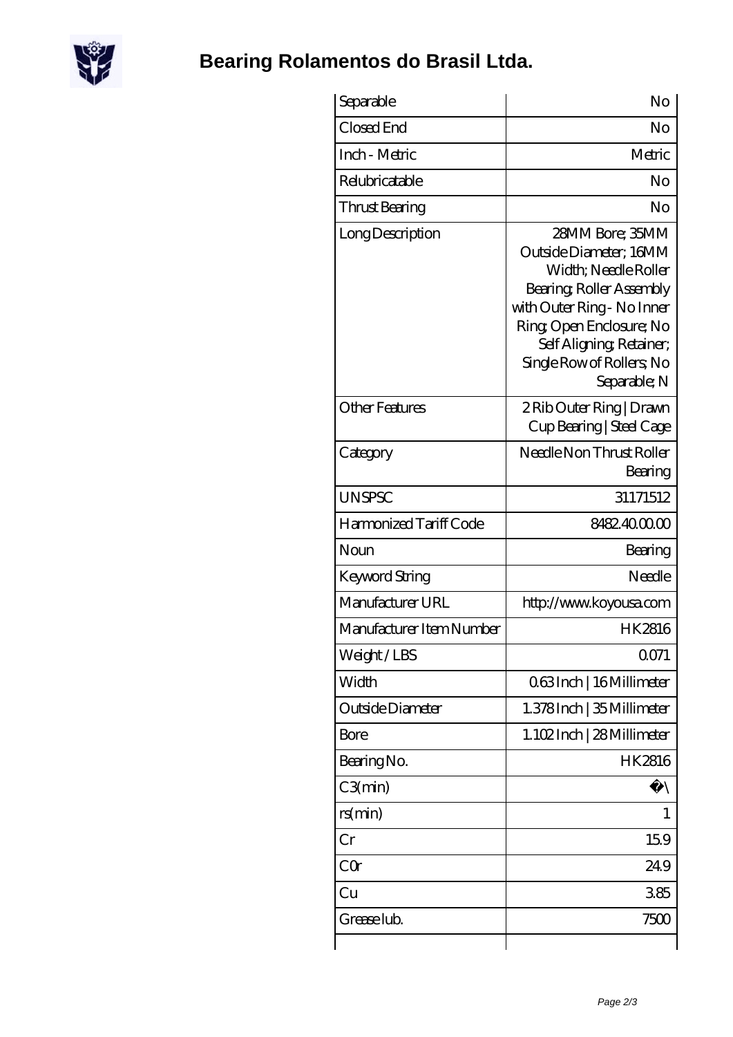# Bearing Rolamentos do Brasil Ltda.

| | |
|---|---|
| Separable | No |
| Closed End | No |
| Inch - Metric | Metric |
| Relubricatable | No |
| Thrust Bearing | No |
| Long Description | 28MM Bore; 35MM Outside Diameter; 16MM Width; Needle Roller Bearing; Roller Assembly with Outer Ring - No Inner Ring; Open Enclosure; No Self Aligning; Retainer; Single Row of Rollers; No Separable; N |
| Other Features | 2 Rib Outer Ring \| Drawn Cup Bearing \| Steel Cage |
| Category | Needle Non Thrust Roller Bearing |
| UNSPSC | 31171512 |
| Harmonized Tariff Code | 8482.40.00.00 |
| Noun | Bearing |
| Keyword String | Needle |
| Manufacturer URL | http://www.koyousa.com |
| Manufacturer Item Number | HK2816 |
| Weight / LBS | 0.071 |
| Width | 0.63 Inch \| 16 Millimeter |
| Outside Diameter | 1.378 Inch \| 35 Millimeter |
| Bore | 1.102 Inch \| 28 Millimeter |
| Bearing No. | HK2816 |
| C3(min) | �\ |
| rs(min) | 1 |
| Cr | 15.9 |
| C0r | 24.9 |
| Cu | 3.85 |
| Grease lub. | 7500 |
| | |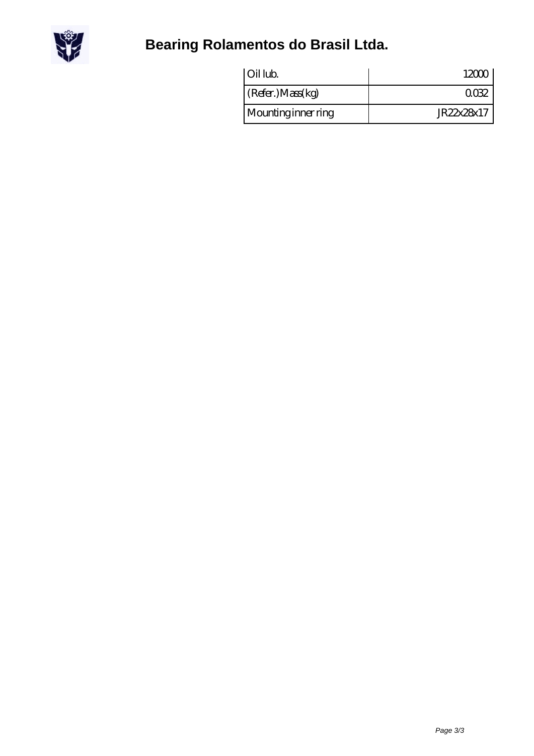| | |
|---|---|
| Oil lub. | 12000 |
| (Refer.)Mass(kg) | 0.032 |
| Mounting inner ring | JR22x28x17 |